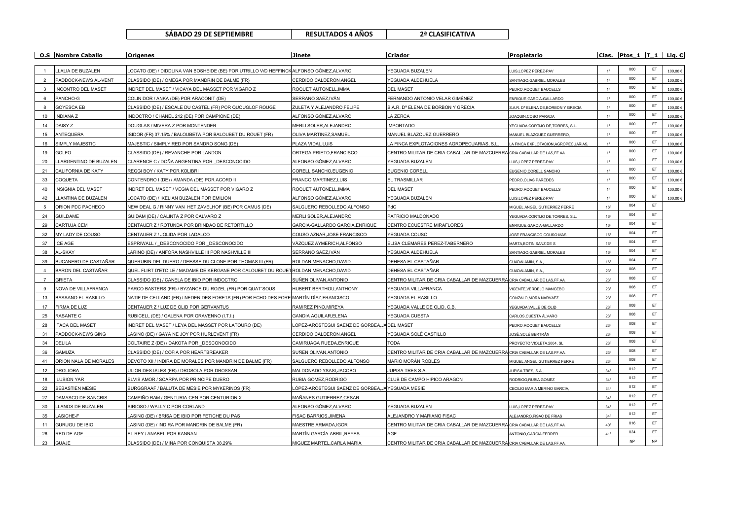| SÁBADO 29 DE SEPTIEMBRE | RESULTADOS 4 AÑOS | 2ª CLASIFICATIVA |
|---|---|---|

| O.S | Nombre Caballo | Orígenes | Jinete | Criador | Propietario | Clas. | Ptos_1 | T_1 | Liq. € |
|---|---|---|---|---|---|---|---|---|---|
| 1 | LLALIA DE BUZALEN | LOCATO (DE) / DIDDLINA VAN BOSHEIDE (BE) POR UTRILLO V/D HEFFINCK | ALFONSO GÓMEZ,ALVARO | YEGUADA BUZALEN | LUIS,LOPEZ PEREZ-PAV | 1º | 000 | ET | 100,00 € |
| 2 | PADDOCK-NEWS AL-VENT | CLASSIDO (DE) / OMEGA POR MANDRIN DE BALME (FR) | CERDIDO CALDERON,ANGEL | YEGUADA ALDEHUELA | SANTIAGO,GABRIEL MORALES | 1º | 000 | ET | 100,00 € |
| 3 | INCONTRO DEL MASET | INDRET DEL MASET / VICAYA DEL MASSET POR VIGARO Z | ROQUET AUTONELL,IMMA | DEL MASET | PEDRO,ROQUET BAUCELLS | 1º | 000 | ET | 100,00 € |
| 6 | PANCHO-G | COLIN DOR / ANKA (DE) POR ARACONIT (DE) | SERRANO SAEZ,IVÁN | FERNANDO ANTONIO VELAR GIMÉNEZ | ENRIQUE,GARCIA-GALLARDO | 1º | 000 | ET | 100,00 € |
| 8 | GOYESCA EB | CLASSIDO (DE) / ESCALE DU CASTEL (FR) POR QUOUGLOF ROUGE | ZULETA Y ALEJANDRO,FELIPE | S.A.R. Dª ELENA DE BORBON Y GRECIA | S.A.R. Dª ELENA DE,BORBON Y GRECIA | 1º | 000 | ET | 100,00 € |
| 10 | INDIANA Z | INDOCTRO / CHANEL 212 (DE) POR CAMPIONE (DE) | ALFONSO GÓMEZ,ALVARO | LA ZERCA | JOAQUIN,COBO PARADA | 1º | 000 | ET | 100,00 € |
| 14 | DAISY Z | DOUGLAS / MIVERA Z POR MONTENDER | MERLI SOLER,ALEJANDRO | IMPORTADO | YEGUADA CORTIJO DE,TORRES, S.L. | 1º | 000 | ET | 100,00 € |
| 15 | ANTEQUERA | ISIDOR (FR) 37.15% / BALOUBETA POR BALOUBET DU ROUET (FR) | OLIVA MARTINEZ,SAMUEL | MANUEL BLAZQUEZ GUERRERO | MANUEL BLAZQUEZ GUERRERO, | 1º | 000 | ET | 100,00 € |
| 16 | SIMPLY MAJESTIC | MAJESTIC / SIMPLY RED POR SANDRO SONG (DE) | PLAZA VIDAL,LUIS | LA FINCA EXPLOTACIONES AGROPECUARIAS, S.L. | LA FINCA EXPLOTACION,AGROPECUARIAS, | 1º | 000 | ET | 100,00 € |
| 19 | GOLFO | CLASSIDO (DE) / REVANCHE POR LANDON | ORTEGA PRIETO,FRANCISCO | CENTRO MILITAR DE CRIA CABALLAR DE MAZCUERRA | CRIA CABALLAR DE LAS,FF.AA. | 1º | 000 | ET | 100,00 € |
| 20 | LLARGENTINO DE BUZALEN | CLARENCE C / DOÑA ARGENTINA POR _DESCONOCIDO | ALFONSO GÓMEZ,ALVARO | YEGUADA BUZALEN | LUIS,LOPEZ PEREZ-PAV | 1º | 000 | ET | 100,00 € |
| 21 | CALIFORNIA DE KATY | REGGI BOY / KATY POR KOLIBRI | CORELL SANCHO,EUGENIO | EUGENIO CORELL | EUGENIO,CORELL SANCHO | 1º | 000 | ET | 100,00 € |
| 33 | COQUETA | CONTENDRO I (DE) / AMANDA (DE) POR ACORD II | FRANCO MARTINEZ,LUIS | EL TRASMILLAR | PEDRO,OLIAS PAREDES | 1º | 000 | ET | 100,00 € |
| 40 | INSIGNIA DEL MASET | INDRET DEL MASET / VEGIA DEL MASSET POR VIGARO Z | ROQUET AUTONELL,IMMA | DEL MASET | PEDRO,ROQUET BAUCELLS | 1º | 000 | ET | 100,00 € |
| 42 | LLANTINA DE BUZALEN | LOCATO (DE) / IKELIAN BUZALEN POR EMILION | ALFONSO GÓMEZ,ALVARO | YEGUADA BUZALEN | LUIS,LOPEZ PEREZ-PAV | 1º | 000 | ET | 100,00 € |
| 5 | ORION PDC PACHECO | NEW DEAL G / RINNY VAN HET ZAVELHOF (BE) POR CAMUS (DE) | SALGUERO REBOLLEDO,ALFONSO | PdC | MIGUEL ANGEL,GUTIERREZ FERRE | 16º | 004 | ET | |
| 24 | GUILDAME | GUIDAM (DE) / CALINTA Z POR CALVARO Z | MERLI SOLER,ALEJANDRO | PATRICIO MALDONADO | YEGUADA CORTIJO DE,TORRES, S.L. | 16º | 004 | ET | |
| 29 | CARTUJA CEM | CENTAUER Z / ROTUNDA POR BRINDAO DE RETORTILLO | GARCIA-GALLARDO GARCIA,ENRIQUE | CENTRO ECUESTRE MIRAFLORES | ENRIQUE,GARCIA-GALLARDO | 16º | 004 | ET | |
| 32 | MY LADY DE COUSO | CENTAUER Z / JOLIDA POR LADALCO | COUSO AZNAR,JOSE FRANCISCO | YEGUADA COUSO | JOSE FRANCISCO,COUSO MAS | 16º | 004 | ET | |
| 37 | ICE AGE | ESPRIWALL / _DESCONOCIDO POR _DESCONOCIDO | VÁZQUEZ AYMERICH,ALFONSO | ELISA CLEMARES PEREZ-TABERNERO | MARTA,BOTIN SANZ DE S | 16º | 004 | ET | |
| 38 | AL-SKAY | LARINO (DE) / ANFORA NASHVILLE III POR NASHVILLE III | SERRANO SAEZ,IVÁN | YEGUADA ALDEHUELA | SANTIAGO,GABRIEL MORALES | 16º | 004 | ET | |
| 39 | BUCANERO DE CASTAÑAR | QUERUBIN DEL DUERO / DEESSE DU CLONE POR THOMAS III (FR) | ROLDAN MENACHO,DAVID | DEHESA EL CASTAÑAR | GUADALAMIN, S.A., | 16º | 004 | ET | |
| 4 | BARON DEL CASTAÑAR | QUEL FLIRT D'ETOILE / MADAME DE KERGANE POR CALOUBET DU ROUET | ROLDAN MENACHO,DAVID | DEHESA EL CASTAÑAR | GUADALAMIN, S.A., | 23º | 008 | ET | |
| 7 | GRIETA | CLASSIDO (DE) / CANELA DE IBIO POR INDOCTRO | SUÑEN OLIVAN,ANTONIO | CENTRO MILITAR DE CRIA CABALLAR DE MAZCUERRA | CRIA CABALLAR DE LAS,FF.AA. | 23º | 008 | ET | |
| 9 | NOVA DE VILLAFRANCA | PARCO BASTERS (FR) / BYZANCE DU ROZEL (FR) POR QUAT´SOUS | HUBERT BERTHOU,ANTHONY | YEGUADA VILLAFRANCA | VICENTE,VERDEJO MANCEBO | 23º | 008 | ET | |
| 13 | BASSANO EL RASILLO | NATIF DE CELLAND (FR) / NEDEN DES FORETS (FR) POR ECHO DES FORE | MARTÍN DÍAZ,FRANCISCO | YEGUADA EL RASILLO | GONZALO,MORA NARVAEZ | 23º | 008 | ET | |
| 17 | FIRMA DE LUZ | CENTAUER Z / LUZ DE OLID POR GERVANTUS | RAMIREZ PINO,MIREYA | YEGUADA VALLE DE OLID, C.B. | YEGUADA,VALLE DE OLID | 23º | 008 | ET | |
| 25 | RASANTE C | RUBICELL (DE) / GALENA POR GRAVENNO (I.T.I.) | GANDIA AGUILAR,ELENA | YEGUADA CUESTA | CARLOS,CUESTA ÁLVARO | 23º | 008 | ET | |
| 28 | ITACA DEL MASET | INDRET DEL MASET / LEYA DEL MASSET POR LATOURO (DE) | LOPEZ-ARÓSTEGUI SAENZ DE GORBEA,JA | DEL MASET | PEDRO,ROQUET BAUCELLS | 23º | 008 | ET | |
| 31 | PADDOCK-NEWS GING | LASINO (DE) / GAYA NE JOY POR HURLEVENT (FR) | CERDIDO CALDERON,ANGEL | YEGUADA SOLÉ CASTILLO | JOSÉ,SOLÉ BERTRÁN | 23º | 008 | ET | |
| 34 | DELILA | COLTAIRE Z (DE) / DAKOTA POR _DESCONOCIDO | CAMIRUAGA RUEDA,ENRIQUE | TODA | PROYECTO VIOLETA,2004, SL | 23º | 008 | ET | |
| 36 | GAMUZA | CLASSIDO (DE) / COFIA POR HEARTBREAKER | SUÑEN OLIVAN,ANTONIO | CENTRO MILITAR DE CRIA CABALLAR DE MAZCUERRA | CRIA CABALLAR DE LAS,FF.AA. | 23º | 008 | ET | |
| 41 | ORION NALA DE MORALES | DEVOTO XII / INDIRA DE MORALES POR MANDRIN DE BALME (FR) | SALGUERO REBOLLEDO,ALFONSO | MARIO MORÁN ROBLES | MIGUEL ANGEL,GUTIERREZ FERRE | 23º | 008 | ET | |
| 12 | DROLIORA | ULIOR DES ISLES (FR) / DROSOLA POR DROSSAN | MALDONADO YSASI,JACOBO | JUPISA TRES S.A. | JUPISA TRES, S.A., | 34º | 012 | ET | |
| 18 | ILUSION YAR | ELVIS AMOR / SCARPA POR PRINCIPE DUERO | RUBIA GOMEZ,RODRIGO | CLUB DE CAMPO HIPICO ARAGON | RODRIGO,RUBIA GOMEZ | 34º | 012 | ET | |
| 22 | SEBASTIEN MESIE | BURGGRAAF / BALUTA DE MESIE POR MYKERINOS (FR) | LÓPEZ-ARÓSTEGUI SAENZ DE GORBEA,JA | YEGUADA MESIE | CECILIO MARIA MERINO GARCIA, | 34º | 012 | ET | |
| 27 | DAMASCO DE SANCRIS | CAMPIÑO RAM / GENTURIA-CEN POR CENTURION X | MAÑANES GUTIERREZ,CESAR | | | 34º | 012 | ET | |
| 30 | LLANOS DE BUZALEN | SIRIOSO / WALLY C POR CORLAND | ALFONSO GÓMEZ,ALVARO | YEGUADA BUZALEN | LUIS,LOPEZ PEREZ-PAV | 34º | 012 | ET | |
| 35 | LASICHE-F | LASINO (DE) / BRISA DE IBIO POR FETICHE DU PAS | FISAC BARRIOS,JIMENA | ALEJANDRO Y MARIANO FISAC | ALEJANDRO,FISAC DE FRIAS | 34º | 012 | ET | |
| 11 | GURUGU DE IBIO | LASINO (DE) / INDIRA POR MANDRIN DE BALME (FR) | MAESTRE ARMADA,IGOR | CENTRO MILITAR DE CRIA CABALLAR DE MAZCUERRA | CRIA CABALLAR DE LAS,FF.AA. | 40º | 016 | ET | |
| 26 | RED DE AGF | EL REY / ANABEL POR KANNAN | MARTÍN GARCÍA-ABRIL,REYES | AGF | ANTONIO,GARCIA FERRER | 41º | 024 | ET | |
| 23 | GUAJE | CLASSIDO (DE) / MIÑA POR CONQUISTA 38,29% | MIGUEZ MARTEL,CARLA MARIA | CENTRO MILITAR DE CRIA CABALLAR DE MAZCUERRA | CRIA CABALLAR DE LAS,FF.AA. | | NP | NP | |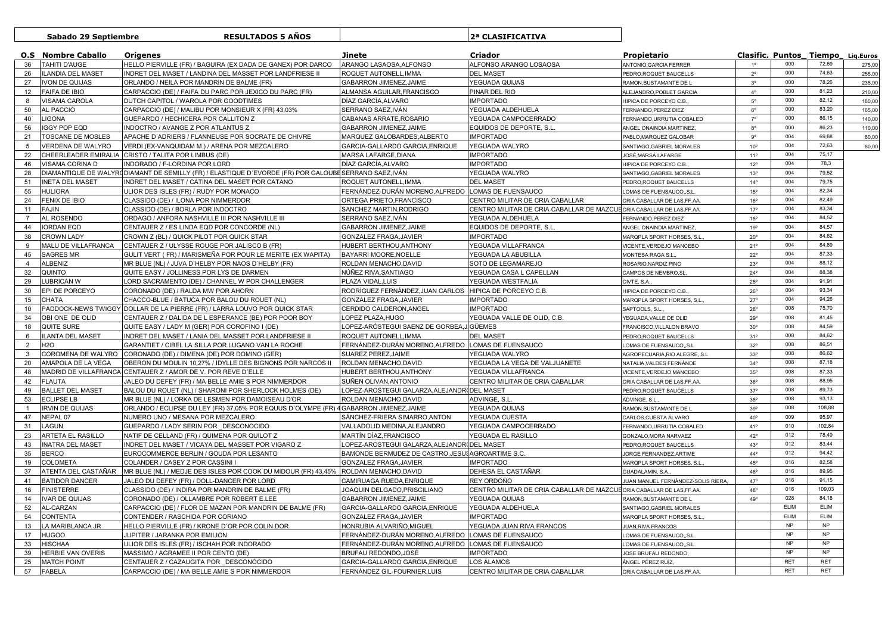| Sabado 29 Septiembre | RESULTADOS 5 AÑOS | | 2ª CLASIFICATIVA | | | | | |
|---|---|---|---|---|---|---|---|---|

| O.S | Nombre Caballo | Orígenes | Jinete | Criador | Propietario | Clasific. | Puntos_ | Tiempo_ | Liq.Euros |
|---|---|---|---|---|---|---|---|---|---|
| 36 | TAHITI D'AUGE | HELLO PIERVILLE (FR) / BAGUIRA (EX DADA DE GANEX) POR DARCO | ARANGO LASAOSA,ALFONSO | ALFONSO ARANGO LOSAOSA | ANTONIO,GARCIA FERRER | 1º | 000 | 72,69 | 275,00 |
| 26 | ILANDIA DEL MASET | INDRET DEL MASET / LANDINA DEL MASSET POR LANDFRIESE II | ROQUET AUTONELL,IMMA | DEL MASET | PEDRO,ROQUET BAUCELLS | 2º | 000 | 74,63 | 255,00 |
| 27 | IVON DE QUIJAS | ORLANDO / NEILA POR MANDRIN DE BALME (FR) | GABARRON JIMENEZ,JAIME | YEGUADA QUIJAS | RAMON,BUSTAMANTE DE L | 3º | 000 | 78,26 | 235,00 |
| 12 | FAIFA DE IBIO | CARPACCIO (DE) / FAIFA DU PARC POR JEXICO DU PARC (FR) | ALMANSA AGUILAR,FRANCISCO | PINAR DEL RIO | ALEJANDRO,POBLET GARCIA | 4º | 000 | 81,23 | 210,00 |
| 8 | VISAMA CAROLA | DUTCH CAPITOL / WAROLA POR GOODTIMES | DÍAZ GARCÍA,ALVARO | IMPORTADO | HIPICA DE PORCEYO C.B., | 5º | 000 | 82,12 | 180,00 |
| 50 | AL PACCIO | CARPACCIO (DE) / MALIBU POR MONSIEUR X (FR) 43,03% | SERRANO SAEZ,IVÁN | YEGUADA ALDEHUELA | FERNANDO,PEREZ DIEZ | 6º | 000 | 83,20 | 165,00 |
| 40 | LIGONA | GUEPARDO / HECHICERA POR CALLITON Z | CABANAS ARRATE,ROSARIO | YEGUADA CAMPOCERRADO | FERNANDO,URRUTIA COBALED | 7º | 000 | 86,15 | 140,00 |
| 56 | IGGY POP EQD | INDOCTRO / AVANGE Z POR ATLANTUS Z | GABARRON JIMENEZ,JAIME | EQUIDOS DE DEPORTE, S.L. | ANGEL ONAINDIA MARTINEZ, | 8º | 000 | 86,23 | 110,00 |
| 21 | TOSCANE DE MOSLES | APACHE D´ADRIERS / FLANNEUSE POR SOCRATE DE CHIVRE | MARQUEZ GALOBARDES,ALBERTO | IMPORTADO | PABLO,MARQUEZ GALOBAR | 9º | 004 | 69,88 | 80,00 |
| 5 | VERDENA DE WALYRO | VERDI (EX-VANQUIDAM M.) / ARENA POR MEZCALERO | GARCIA-GALLARDO GARCIA,ENRIQUE | YEGUADA WALYRO | SANTIAGO,GABRIEL MORALES | 10º | 004 | 72,63 | 80,00 |
| 22 | CHEERLEADER EMIRALIA | CRISTO / TALITA POR LIMBUS (DE) | MARSA LAFARGE,DIANA | IMPORTADO | JOSÉ,MARSÁ LAFARGE | 11º | 004 | 75,17 | |
| 46 | VISAMA CORINA D | INDORADO / F-LORDINA POR LORD | DÍAZ GARCÍA,ALVARO | IMPORTADO | HIPICA DE PORCEYO C.B., | 12º | 004 | 78,3 | |
| 28 | DIAMANTIQUE DE WALYR | DIAMANT DE SEMILLY (FR) / ELASTIQUE D´EVORDE (FR) POR GALOUBE | SERRANO SAEZ,IVÁN | YEGUADA WALYRO | SANTIAGO,GABRIEL MORALES | 13º | 004 | 79,52 | |
| 51 | INETA DEL MASET | INDRET DEL MASET / CATINA DEL MASET POR CATANO | ROQUET AUTONELL,IMMA | DEL MASET | PEDRO,ROQUET BAUCELLS | 14º | 004 | 79,75 | |
| 55 | HULIORA | ULIOR DES ISLES (FR) / RUDY POR MONACO | FERNÁNDEZ-DURÁN MORENO,ALFREDO | LOMAS DE FUENSAUCO | LOMAS DE FUENSAUCO,,S.L. | 15º | 004 | 82,34 | |
| 24 | FENIX DE IBIO | CLASSIDO (DE) / ILONA POR NIMMERDOR | ORTEGA PRIETO,FRANCISCO | CENTRO MILITAR DE CRIA CABALLAR | CRIA CABALLAR DE LAS,FF.AA. | 16º | 004 | 82,49 | |
| 11 | FAJIN | CLASSIDO (DE) / BORLA POR INDOCTRO | SANCHEZ MARTIN,RODRIGO | CENTRO MILITAR DE CRIA CABALLAR DE MAZCUE | CRIA CABALLAR DE LAS,FF.AA. | 17º | 004 | 83,34 | |
| 7 | AL ROSENDO | ORDAGO / ANFORA NASHVILLE III POR NASHVILLE III | SERRANO SAEZ,IVÁN | YEGUADA ALDEHUELA | FERNANDO,PEREZ DIEZ | 18º | 004 | 84,52 | |
| 44 | IORDAN EQD | CENTAUER Z / ES LINDA EQD POR CONCORDE (NL) | GABARRON JIMENEZ,JAIME | EQUIDOS DE DEPORTE, S.L. | ANGEL ONAINDIA MARTINEZ, | 19º | 004 | 84,57 | |
| 38 | CROWN LADY | CROWN Z (BL) / QUICK PILOT POR QUICK STAR | GONZALEZ FRAGA,JAVIER | IMPORTADO | MARQPLA SPORT HORSES, S.L., | 20º | 004 | 84,62 | |
| 9 | MALU DE VILLAFRANCA | CENTAUER Z / ULYSSE ROUGE POR JALISCO B (FR) | HUBERT BERTHOU,ANTHONY | YEGUADA VILLAFRANCA | VICENTE,VERDEJO MANCEBO | 21º | 004 | 84,89 | |
| 45 | SAGRES MR | GULIT VERT ( FR) / MARISMEÑA POR POUR LE MERITE (EX WAPITA) | BAYARRI MOORE,NOELLE | YEGUADA LA ABUBILLA | MONTESA RAGA S.L., | 22º | 004 | 87,33 | |
| 4 | ALBENIZ | MR BLUE (NL) / JUVA D`HELBY POR NAOS D`HELBY (FR) | ROLDAN MENACHO,DAVID | SOTO DE LEGAMAREJO | ROSARIO,NARDIZ PINO | 23º | 004 | 88,12 | |
| 32 | QUINTO | QUITE EASY / JOLLINESS POR LYS DE DARMEN | NÚÑEZ RIVA,SANTIAGO | YEGUADA CASA L CAPELLAN | CAMPOS DE NEMBRO,SL, | 24º | 004 | 88,38 | |
| 29 | LUBRICAN W | LORD SACRAMENTO (DE) / CHANNEL W POR CHALLENGER | PLAZA VIDAL,LUIS | YEGUADA WESTFALIA | CIVTE, S.A., | 25º | 004 | 91,91 | |
| 30 | EPI DE PORCEYO | CORONADO (DE) / RALDA MW POR AHORN | RODRÍGUEZ FERNÁNDEZ,JUAN CARLOS | HIPICA DE PORCEYO C.B. | HIPICA DE PORCEYO C.B., | 26º | 004 | 93,34 | |
| 15 | CHATA | CHACCO-BLUE / BATUCA POR BALOU DU ROUET (NL) | GONZALEZ FRAGA,JAVIER | IMPORTADO | MARQPLA SPORT HORSES, S.L., | 27º | 004 | 94,26 | |
| 10 | PADDOCK-NEWS TWIGGY | DOLLAR DE LA PIERRE (FR) / LARRA LOUVO POR QUICK STAR | CERDIDO CALDERON,ANGEL | IMPORTADO | SAPTOOLS, S.L., | 28º | 008 | 75,70 | |
| 34 | OBI ONE DE OLID | CENTAUER Z / DALIDA DE L ESPERANCE (BE) POR POOR BOY | LOPEZ PLAZA,HUGO | YEGUADA VALLE DE OLID, C.B. | YEGUADA,VALLE DE OLID | 29º | 008 | 81,45 | |
| 18 | QUITE SURE | QUITE EASY / LADY M (GER) POR COROFINO I (DE) | LOPEZ-ARÓSTEGUI SAENZ DE GORBEA,J | GÜEMES | FRANCISCO,VILLALON BRAVO | 30º | 008 | 84,59 | |
| 6 | ILANTA DEL MASET | INDRET DEL MASET / LANIA DEL MASSET POR LANDFRIESE II | ROQUET AUTONELL,IMMA | DEL MASET | PEDRO,ROQUET BAUCELLS | 31º | 008 | 84,62 | |
| 2 | H2O | GARANTIET / CIBEL LA SILLA POR LUGANO VAN LA ROCHE | FERNÁNDEZ-DURÁN MORENO,ALFREDO | LOMAS DE FUENSAUCO | LOMAS DE FUENSAUCO,,S.L. | 32º | 008 | 86,51 | |
| 3 | COROMENA DE WALYRO | CORONADO (DE) / DIMENA (DE) POR DOMINO (GER) | SUAREZ PEREZ,JAIME | YEGUADA WALYRO | AGROPECUARIA,RIO ALEGRE, S.L | 33º | 008 | 86,62 | |
| 20 | AMAPOLA DE LA VEGA | OBERON DU MOULIN 10,27% / IDYLLE DES BIGNONS POR NARCOS II | ROLDAN MENACHO,DAVID | YEGUADA LA VEGA DE VALJUANETE | NATALIA,VALDES FERNÁNDE | 34º | 008 | 87,18 | |
| 48 | MADRID DE VILLAFRANCA | CENTAUER Z / AMOR DE V. POR REVE D´ELLE | HUBERT BERTHOU,ANTHONY | YEGUADA VILLAFRANCA | VICENTE,VERDEJO MANCEBO | 35º | 008 | 87,33 | |
| 42 | FLAUTA | JALEO DU DEFEY (FR) / MA BELLE AMIE S POR NIMMERDOR | SUÑEN OLIVAN,ANTONIO | CENTRO MILITAR DE CRIA CABALLAR | CRIA CABALLAR DE LAS,FF.AA. | 36º | 008 | 88,95 | |
| 49 | BALLET DEL MASET | BALOU DU ROUET (NL) / SHARONI POR SHERLOCK HOLMES (DE) | LOPEZ-AROSTEGUI GALARZA,ALEJANDRO | DEL MASET | PEDRO,ROQUET BAUCELLS | 37º | 008 | 89,73 | |
| 53 | ECLIPSE LB | MR BLUE (NL) / LORKA DE LESMEN POR DAMOISEAU D'OR | ROLDAN MENACHO,DAVID | ADVINGE, S.L. | ADVINGE, S.L., | 38º | 008 | 93,13 | |
| 1 | IRVIN DE QUIJAS | ORLANDO / ECLIPSE DU LEY (FR) 37,05% POR EQUUS D´OLYMPE (FR) 4 | GABARRON JIMENEZ,JAIME | YEGUADA QUIJAS | RAMON,BUSTAMANTE DE L | 39º | 008 | 108,88 | |
| 47 | NEPAL 07 | NUMERO UNO / MESANA POR MEZCALERO | SÁNCHEZ-FRIERA SIMARRO,ANTON | YEGUADA CUESTA | CARLOS,CUESTA ÁLVARO | 40º | 009 | 95,97 | |
| 31 | LAGUN | GUEPARDO / LADY SERIN POR _DESCONOCIDO | VALLADOLID MEDINA,ALEJANDRO | YEGUADA CAMPOCERRADO | FERNANDO,URRUTIA COBALED | 41º | 010 | 102,84 | |
| 23 | ARTETA EL RASILLO | NATIF DE CELLAND (FR) / QUIMENA POR QUILOT Z | MARTÍN DÍAZ,FRANCISCO | YEGUADA EL RASILLO | GONZALO,MORA NARVAEZ | 42º | 012 | 78,49 | |
| 43 | INATRA DEL MASET | INDRET DEL MASET / VICAYA DEL MASSET POR VIGARO Z | LOPEZ-AROSTEGUI GALARZA,ALEJANDRO | DEL MASET | PEDRO,ROQUET BAUCELLS | 43º | 012 | 83,44 | |
| 35 | BERCO | EUROCOMMERCE BERLIN / GOUDA POR LESANTO | BAMONDE BERMUDEZ DE CASTRO,JESUS | AGROARTIME S.C. | JORGE FERNANDEZ,ARTIME | 44º | 012 | 94,42 | |
| 19 | COLOMETA | COLANDER / CASEY Z POR CASSINI I | GONZALEZ FRAGA,JAVIER | IMPORTADO | MARQPLA SPORT HORSES, S.L., | 45º | 016 | 82,58 | |
| 37 | ATENTA DEL CASTAÑAR | MR BLUE (NL) / MEDJE DES ISLES POR COOK DU MIDOUR (FR) 43,45% | ROLDAN MENACHO,DAVID | DEHESA EL CASTAÑAR | GUADALAMIN, S.A., | 46º | 016 | 89,95 | |
| 41 | BATIDOR DANCER | JALEO DU DEFEY (FR) / DOLL-DANCER POR LORD | CAMIRUAGA RUEDA,ENRIQUE | REY ORDOÑO | JUAN MANUEL FERNÁNDEZ-SOLIS RIERA, | 47º | 016 | 91,15 | |
| 16 | FINISTERRE | CLASSIDO (DE) / INDIRA POR MANDRIN DE BALME (FR) | JOAQUIN DELGADO,PRISCILIANO | CENTRO MILITAR DE CRIA CABALLAR DE MAZCUE | CRIA CABALLAR DE LAS,FF.AA. | 48º | 016 | 109,03 | |
| 14 | IVAR DE QUIJAS | CORONADO (DE) / OLLAMBRE POR ROBERT E.LEE | GABARRON JIMENEZ,JAIME | YEGUADA QUIJAS | RAMON,BUSTAMANTE DE L | 49º | 028 | 84,18 | |
| 52 | AL-CARZAN | CARPACCIO (DE) / FLOR DE MAZAN POR MANDRIN DE BALME (FR) | GARCIA-GALLARDO GARCIA,ENRIQUE | YEGUADA ALDEHUELA | SANTIAGO,GABRIEL MORALES | | ELIM | ELIM | |
| 54 | CONTENTA | CONTENDER / RASCHIDA POR CORIANO | GONZALEZ FRAGA,JAVIER | IMPORTADO | MARQPLA SPORT HORSES, S.L., | | ELIM | ELIM | |
| 13 | LA MARIBLANCA JR | HELLO PIERVILLE (FR) / KRONE D´OR POR COLIN DOR | HONRUBIA ALVARIÑO,MIGUEL | YEGUADA JUAN RIVA FRANCOS | JUAN,RIVA FRANCOS | | NP | NP | |
| 17 | HUGOO | JUPITER / JARANKA POR EMILION | FERNÁNDEZ-DURÁN MORENO,ALFREDO | LOMAS DE FUENSAUCO | LOMAS DE FUENSAUCO,,S.L. | | NP | NP | |
| 33 | HISCHAA | ULIOR DES ISLES (FR) / ISCHAH POR INDORADO | FERNÁNDEZ-DURÁN MORENO,ALFREDO | LOMAS DE FUENSAUCO | LOMAS DE FUENSAUCO,,S.L. | | NP | NP | |
| 39 | HERBIE VAN OVERIS | MASSIMO / AGRAMEE II POR CENTO (DE) | BRUFAU REDONDO,JOSÉ | IMPORTADO | JOSE BRUFAU REDONDO, | | NP | NP | |
| 25 | MATCH POINT | CENTAUER Z / CAZAUGITA POR _DESCONOCIDO | GARCIA-GALLARDO GARCIA,ENRIQUE | LOS ÁLAMOS | ÁNGEL PÉREZ RUÍZ, | | RET | RET | |
| 57 | FABELA | CARPACCIO (DE) / MA BELLE AMIE S POR NIMMERDOR | FERNÁNDEZ GIL-FOURNIER,LUIS | CENTRO MILITAR DE CRIA CABALLAR | CRIA CABALLAR DE LAS,FF.AA. | | RET | RET | |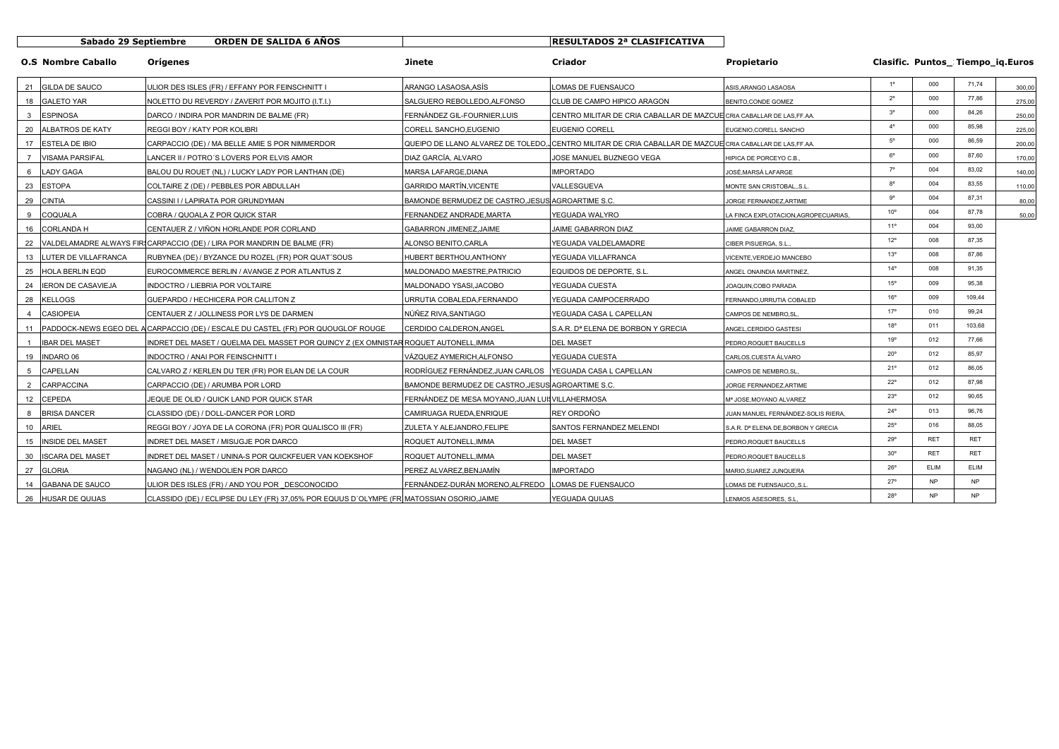**Sabado 29 Septiembre** **ORDEN DE SALIDA 6 AÑOS** **RESULTADOS 2ª CLASIFICATIVA**

| O.S | Nombre Caballo | Orígenes | Jinete | Criador | Propietario | Clasific. | Puntos_ | Tiempo_i | q.Euros |
|---|---|---|---|---|---|---|---|---|---|
| 21 | GILDA DE SAUCO | ULIOR DES ISLES (FR) / EFFANY POR FEINSCHNITT I | ARANGO LASAOSA,ASÍS | LOMAS DE FUENSAUCO | ASIS,ARANGO LASAOSA | 1º | 000 | 71,74 | 300,00 |
| 18 | GALETO YAR | NOLETTO DU REVERDY / ZAVERIT POR MOJITO (I.T.I.) | SALGUERO REBOLLEDO,ALFONSO | CLUB DE CAMPO HIPICO ARAGON | BENITO,CONDE GOMEZ | 2º | 000 | 77,86 | 275,00 |
| 3 | ESPINOSA | DARCO / INDIRA POR MANDRIN DE BALME (FR) | FERNÁNDEZ GIL-FOURNIER,LUIS | CENTRO MILITAR DE CRIA CABALLAR DE MAZCUE | CRIA CABALLAR DE LAS,FF.AA. | 3º | 000 | 84,26 | 250,00 |
| 20 | ALBATROS DE KATY | REGGI BOY / KATY POR KOLIBRI | CORELL SANCHO,EUGENIO | EUGENIO CORELL | EUGENIO,CORELL SANCHO | 4º | 000 | 85,98 | 225,00 |
| 17 | ESTELA DE IBIO | CARPACCIO (DE) / MA BELLE AMIE S POR NIMMERDOR | QUEIPO DE LLANO ALVAREZ DE TOLEDO,J | CENTRO MILITAR DE CRIA CABALLAR DE MAZCUE | CRIA CABALLAR DE LAS,FF.AA. | 5º | 000 | 86,59 | 200,00 |
| 7 | VISAMA PARSIFAL | LANCER II / POTRO´S LOVERS POR ELVIS AMOR | DIAZ GARCÍA, ALVARO | JOSE MANUEL BUZNEGO VEGA | HIPICA DE PORCEYO C.B., | 6º | 000 | 87,60 | 170,00 |
| 6 | LADY GAGA | BALOU DU ROUET (NL) / LUCKY LADY POR LANTHAN (DE) | MARSA LAFARGE,DIANA | IMPORTADO | JOSÉ,MARSÁ LAFARGE | 7º | 004 | 83,02 | 140,00 |
| 23 | ESTOPA | COLTAIRE Z (DE) / PEBBLES POR ABDULLAH | GARRIDO MARTÍN,VICENTE | VALLESGUEVA | MONTE SAN CRISTOBAL,,S.L. | 8º | 004 | 83,55 | 110,00 |
| 29 | CINTIA | CASSINI I / LAPIRATA POR GRUNDYMAN | BAMONDE BERMUDEZ DE CASTRO,JESUS | AGROARTIME S.C. | JORGE FERNANDEZ,ARTIME | 9º | 004 | 87,31 | 80,00 |
| 9 | COQUALA | COBRA / QUOALA Z POR QUICK STAR | FERNANDEZ ANDRADE,MARTA | YEGUADA WALYRO | LA FINCA EXPLOTACION,AGROPECUARIAS, | 10º | 004 | 87,78 | 50,00 |
| 16 | CORLANDA H | CENTAUER Z / VIÑON HORLANDE POR CORLAND | GABARRON JIMENEZ,JAIME | JAIME GABARRON DIAZ | JAIME GABARRON DIAZ, | 11º | 004 | 93,00 | |
| 22 | VALDELAMADRE ALWAYS FIR | CARPACCIO (DE) / LIRA POR MANDRIN DE BALME (FR) | ALONSO BENITO,CARLA | YEGUADA VALDELAMADRE | CIBER PISUERGA, S.L., | 12º | 008 | 87,35 | |
| 13 | LUTER DE VILLAFRANCA | RUBYNEA (DE) / BYZANCE DU ROZEL (FR) POR QUAT´SOUS | HUBERT BERTHOU,ANTHONY | YEGUADA VILLAFRANCA | VICENTE,VERDEJO MANCEBO | 13º | 008 | 87,86 | |
| 25 | HOLA BERLIN EQD | EUROCOMMERCE BERLIN / AVANGE Z POR ATLANTUS Z | MALDONADO MAESTRE,PATRICIO | EQUIDOS DE DEPORTE, S.L. | ANGEL ONAINDIA MARTINEZ, | 14º | 008 | 91,35 | |
| 24 | IERON DE CASAVIEJA | INDOCTRO / LIEBRIA POR VOLTAIRE | MALDONADO YSASI,JACOBO | YEGUADA CUESTA | JOAQUIN,COBO PARADA | 15º | 009 | 95,38 | |
| 28 | KELLOGS | GUEPARDO / HECHICERA POR CALLITON Z | URRUTIA COBALEDA,FERNANDO | YEGUADA CAMPOCERRADO | FERNANDO,URRUTIA COBALED | 16º | 009 | 109,44 | |
| 4 | CASIOPEIA | CENTAUER Z / JOLLINESS POR LYS DE DARMEN | NÚÑEZ RIVA,SANTIAGO | YEGUADA CASA L CAPELLAN | CAMPOS DE NEMBRO,SL, | 17º | 010 | 99,24 | |
| 11 | PADDOCK-NEWS EGEO DEL A | CARPACCIO (DE) / ESCALE DU CASTEL (FR) POR QUOUGLOF ROUGE | CERDIDO CALDERON,ANGEL | S.A.R. Dª ELENA DE BORBON Y GRECIA | ANGEL,CERDIDO GASTESI | 18º | 011 | 103,68 | |
| 1 | IBAR DEL MASET | INDRET DEL MASET / QUELMA DEL MASSET POR QUINCY Z (EX OMNISTAR | ROQUET AUTONELL,IMMA | DEL MASET | PEDRO,ROQUET BAUCELLS | 19º | 012 | 77,66 | |
| 19 | INDARO 06 | INDOCTRO / ANAI POR FEINSCHNITT I | VÁZQUEZ AYMERICH,ALFONSO | YEGUADA CUESTA | CARLOS,CUESTA ÁLVARO | 20º | 012 | 85,97 | |
| 5 | CAPELLAN | CALVARO Z / KERLEN DU TER (FR) POR ELAN DE LA COUR | RODRÍGUEZ FERNÁNDEZ,JUAN CARLOS | YEGUADA CASA L CAPELLAN | CAMPOS DE NEMBRO,SL, | 21º | 012 | 86,05 | |
| 2 | CARPACCINA | CARPACCIO (DE) / ARUMBA POR LORD | BAMONDE BERMUDEZ DE CASTRO,JESUS | AGROARTIME S.C. | JORGE FERNANDEZ,ARTIME | 22º | 012 | 87,98 | |
| 12 | CEPEDA | JEQUE DE OLID / QUICK LAND POR QUICK STAR | FERNÁNDEZ DE MESA MOYANO,JUAN LUIS | VILLAHERMOSA | Mª JOSE,MOYANO ALVAREZ | 23º | 012 | 90,65 | |
| 8 | BRISA DANCER | CLASSIDO (DE) / DOLL-DANCER POR LORD | CAMIRUAGA RUEDA,ENRIQUE | REY ORDOÑO | JUAN MANUEL FERNÁNDEZ-SOLIS RIERA, | 24º | 013 | 96,76 | |
| 10 | ARIEL | REGGI BOY / JOYA DE LA CORONA (FR) POR QUALISCO III (FR) | ZULETA Y ALEJANDRO,FELIPE | SANTOS FERNANDEZ MELENDI | S.A.R. Dª ELENA DE,BORBON Y GRECIA | 25º | 016 | 88,05 | |
| 15 | INSIDE DEL MASET | INDRET DEL MASET / MISIJGJE POR DARCO | ROQUET AUTONELL,IMMA | DEL MASET | PEDRO,ROQUET BAUCELLS | 29º | RET | RET | |
| 30 | ISCARA DEL MASET | INDRET DEL MASET / UNINA-S POR QUICKFEUER VAN KOEKSHOF | ROQUET AUTONELL,IMMA | DEL MASET | PEDRO,ROQUET BAUCELLS | 30º | RET | RET | |
| 27 | GLORIA | NAGANO (NL) / WENDOLIEN POR DARCO | PEREZ ALVAREZ,BENJAMÍN | IMPORTADO | MARIO,SUAREZ JUNQUERA | 26º | ELIM | ELIM | |
| 14 | GABANA DE SAUCO | ULIOR DES ISLES (FR) / AND YOU POR _DESCONOCIDO | FERNÁNDEZ-DURÁN MORENO,ALFREDO | LOMAS DE FUENSAUCO | LOMAS DE FUENSAUCO,,S.L. | 27º | NP | NP | |
| 26 | HUSAR DE QUIJAS | CLASSIDO (DE) / ECLIPSE DU LEY (FR) 37,05% POR EQUUS D´OLYMPE (FR | MATOSSIAN OSORIO,JAIME | YEGUADA QUIJAS | LENMOS ASESORES, S.L, | 28º | NP | NP | |